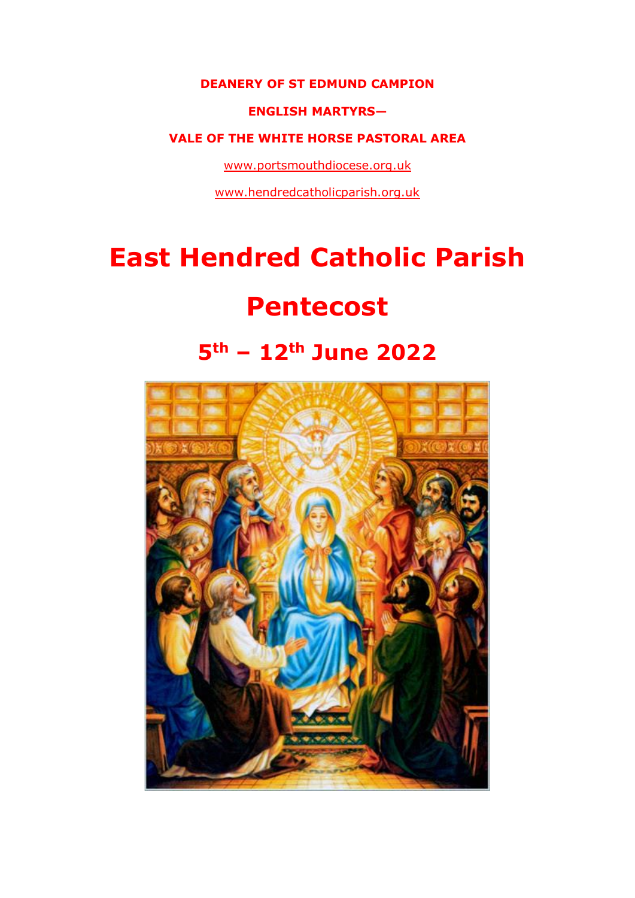**DEANERY OF ST EDMUND CAMPION**

**ENGLISH MARTYRS—**

**VALE OF THE WHITE HORSE PASTORAL AREA**

[www.portsmouthdiocese.org.uk](http://www.portsmouthdiocese.org.uk)

[www.hendredcatholicparish.org.uk](http://www.hendredcatholicparish.org.uk)

# East Hendred Catholic Parish

# Pentecost

## 5th – 12th June 2022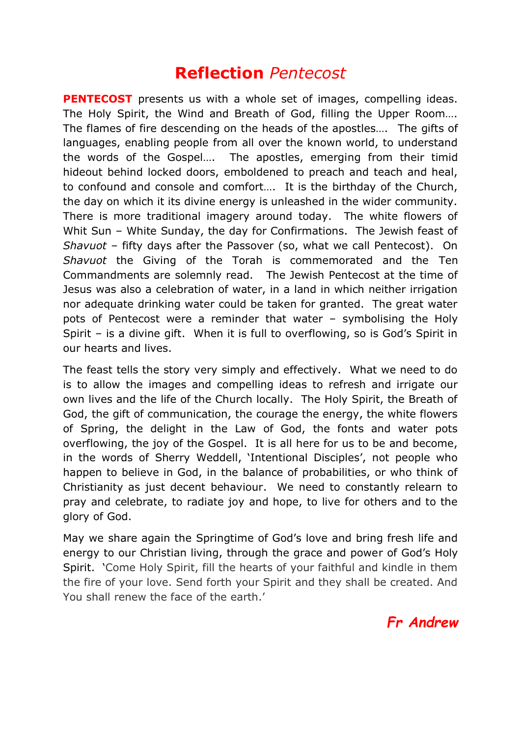# **Reflection** *Pentecost*

**PENTECOST** presents us with a whole set of images, compelling ideas. The Holy Spirit, the Wind and Breath of God, filling the Upper Room…. The flames of fire descending on the heads of the apostles…. The gifts of languages, enabling people from all over the known world, to understand the words of the Gospel…. The apostles, emerging from their timid hideout behind locked doors, emboldened to preach and teach and heal, to confound and console and comfort…. It is the birthday of the Church, the day on which it its divine energy is unleashed in the wider community. There is more traditional imagery around today. The white flowers of Whit Sun – White Sunday, the day for Confirmations. The Jewish feast of *Shavuot* – fifty days after the Passover (so, what we call Pentecost). On *Shavuot* the Giving of the Torah is commemorated and the Ten Commandments are solemnly read. The Jewish Pentecost at the time of Jesus was also a celebration of water, in a land in which neither irrigation nor adequate drinking water could be taken for granted. The great water pots of Pentecost were a reminder that water – symbolising the Holy Spirit – is a divine gift. When it is full to overflowing, so is God's Spirit in our hearts and lives.

The feast tells the story very simply and effectively. What we need to do is to allow the images and compelling ideas to refresh and irrigate our own lives and the life of the Church locally. The Holy Spirit, the Breath of God, the gift of communication, the courage the energy, the white flowers of Spring, the delight in the Law of God, the fonts and water pots overflowing, the joy of the Gospel. It is all here for us to be and become, in the words of Sherry Weddell, 'Intentional Disciples', not people who happen to believe in God, in the balance of probabilities, or who think of Christianity as just decent behaviour. We need to constantly relearn to pray and celebrate, to radiate joy and hope, to live for others and to the glory of God.

May we share again the Springtime of God's love and bring fresh life and energy to our Christian living, through the grace and power of God's Holy Spirit. 'Come Holy Spirit, fill the hearts of your faithful and kindle in them the fire of your love. Send forth your Spirit and they shall be created. And You shall renew the face of the earth.'

***Fr Andrew***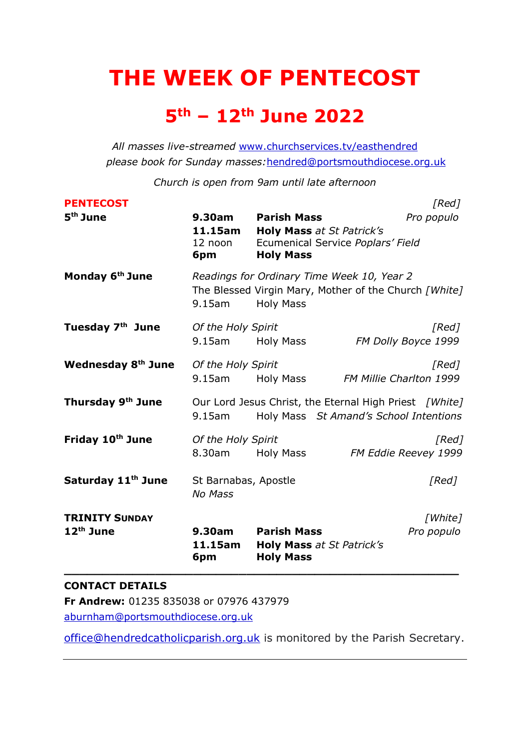# THE WEEK OF PENTECOST

## 5th – 12th June 2022

*All masses live-streamed* www.churchservices.tv/easthendred
*please book for Sunday masses:* hendred@portsmouthdiocese.org.uk

*Church is open from 9am until late afternoon*

| | | | |
|---|---|---|---|
| **PENTECOST** | | | *[Red]* |
| **5th June** | **9.30am** | **Parish Mass** | *Pro populo* |
| | **11.15am** | **Holy Mass** *at St Patrick's* | |
| | 12 noon | Ecumenical Service *Poplars' Field* | |
| | **6pm** | **Holy Mass** | |
| **Monday 6th June** | *Readings for Ordinary Time Week 10, Year 2* | | |
| | The Blessed Virgin Mary, Mother of the Church | | *[White]* |
| | 9.15am | Holy Mass | |
| **Tuesday 7th June** | *Of the Holy Spirit* | | *[Red]* |
| | 9.15am | Holy Mass | *FM Dolly Boyce 1999* |
| **Wednesday 8th June** | *Of the Holy Spirit* | | *[Red]* |
| | 9.15am | Holy Mass | *FM Millie Charlton 1999* |
| **Thursday 9th June** | Our Lord Jesus Christ, the Eternal High Priest | | *[White]* |
| | 9.15am | Holy Mass | *St Amand's School Intentions* |
| **Friday 10th June** | *Of the Holy Spirit* | | *[Red]* |
| | 8.30am | Holy Mass | *FM Eddie Reevey 1999* |
| **Saturday 11th June** | St Barnabas, Apostle | | *[Red]* |
| | *No Mass* | | |
| **TRINITY SUNDAY** | | | *[White]* |
| **12th June** | **9.30am** | **Parish Mass** | *Pro populo* |
| | **11.15am** | **Holy Mass** *at St Patrick's* | |
| | **6pm** | **Holy Mass** | |

---

**CONTACT DETAILS**
**Fr Andrew:** 01235 835038 or 07976 437979
aburnham@portsmouthdiocese.org.uk

office@hendredcatholicparish.org.uk is monitored by the Parish Secretary.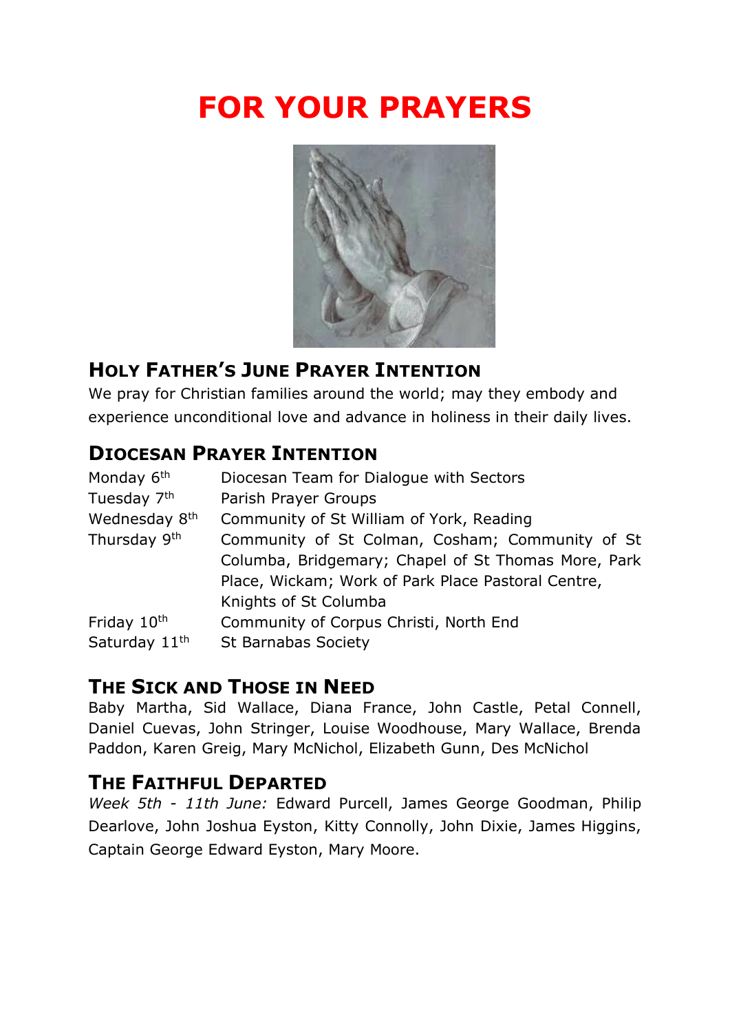# FOR YOUR PRAYERS

## HOLY FATHER'S JUNE PRAYER INTENTION

We pray for Christian families around the world; may they embody and experience unconditional love and advance in holiness in their daily lives.

## DIOCESAN PRAYER INTENTION

| | |
|---|---|
| Monday 6th | Diocesan Team for Dialogue with Sectors |
| Tuesday 7th | Parish Prayer Groups |
| Wednesday 8th | Community of St William of York, Reading |
| Thursday 9th | Community of St Colman, Cosham; Community of St Columba, Bridgemary; Chapel of St Thomas More, Park Place, Wickam; Work of Park Place Pastoral Centre, Knights of St Columba |
| Friday 10th | Community of Corpus Christi, North End |
| Saturday 11th | St Barnabas Society |

## THE SICK AND THOSE IN NEED

Baby Martha, Sid Wallace, Diana France, John Castle, Petal Connell, Daniel Cuevas, John Stringer, Louise Woodhouse, Mary Wallace, Brenda Paddon, Karen Greig, Mary McNichol, Elizabeth Gunn, Des McNichol

## THE FAITHFUL DEPARTED

*Week 5th - 11th June:* Edward Purcell, James George Goodman, Philip Dearlove, John Joshua Eyston, Kitty Connolly, John Dixie, James Higgins, Captain George Edward Eyston, Mary Moore.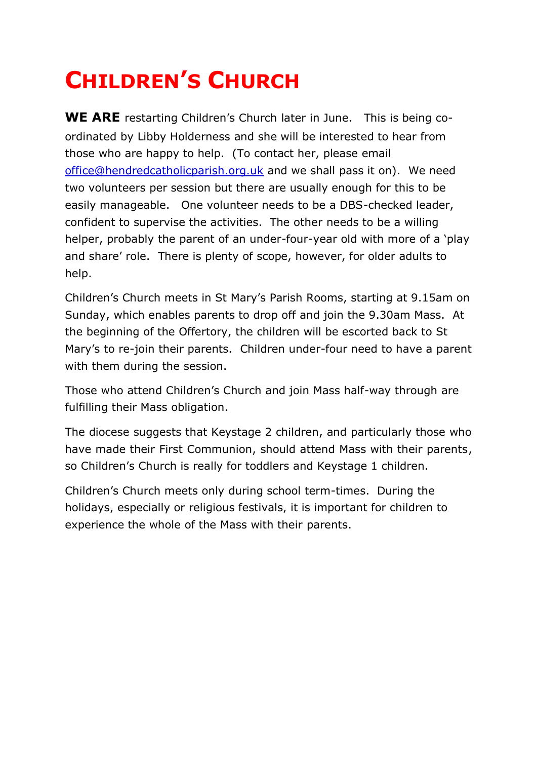# CHILDREN'S CHURCH

**WE ARE** restarting Children's Church later in June. This is being co-ordinated by Libby Holderness and she will be interested to hear from those who are happy to help. (To contact her, please email office@hendredcatholicparish.org.uk and we shall pass it on). We need two volunteers per session but there are usually enough for this to be easily manageable. One volunteer needs to be a DBS-checked leader, confident to supervise the activities. The other needs to be a willing helper, probably the parent of an under-four-year old with more of a 'play and share' role. There is plenty of scope, however, for older adults to help.

Children's Church meets in St Mary's Parish Rooms, starting at 9.15am on Sunday, which enables parents to drop off and join the 9.30am Mass. At the beginning of the Offertory, the children will be escorted back to St Mary's to re-join their parents. Children under-four need to have a parent with them during the session.

Those who attend Children's Church and join Mass half-way through are fulfilling their Mass obligation.

The diocese suggests that Keystage 2 children, and particularly those who have made their First Communion, should attend Mass with their parents, so Children's Church is really for toddlers and Keystage 1 children.

Children's Church meets only during school term-times. During the holidays, especially or religious festivals, it is important for children to experience the whole of the Mass with their parents.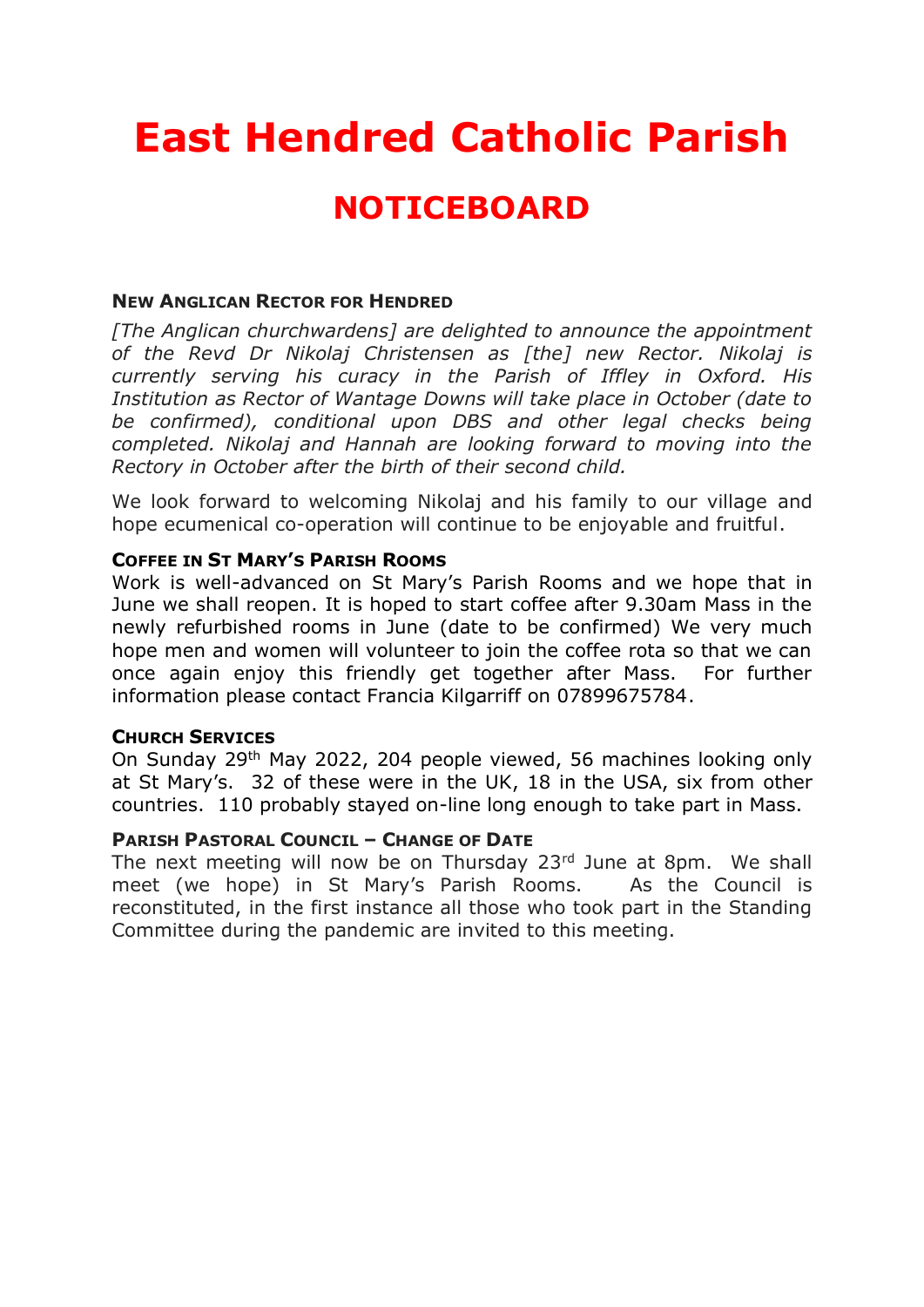# East Hendred Catholic Parish

## NOTICEBOARD

### NEW ANGLICAN RECTOR FOR HENDRED

*[The Anglican churchwardens] are delighted to announce the appointment of the Revd Dr Nikolaj Christensen as [the] new Rector. Nikolaj is currently serving his curacy in the Parish of Iffley in Oxford. His Institution as Rector of Wantage Downs will take place in October (date to be confirmed), conditional upon DBS and other legal checks being completed. Nikolaj and Hannah are looking forward to moving into the Rectory in October after the birth of their second child.*

We look forward to welcoming Nikolaj and his family to our village and hope ecumenical co-operation will continue to be enjoyable and fruitful.

### COFFEE IN ST MARY'S PARISH ROOMS

Work is well-advanced on St Mary's Parish Rooms and we hope that in June we shall reopen. It is hoped to start coffee after 9.30am Mass in the newly refurbished rooms in June (date to be confirmed) We very much hope men and women will volunteer to join the coffee rota so that we can once again enjoy this friendly get together after Mass. For further information please contact Francia Kilgarriff on 07899675784.

### CHURCH SERVICES

On Sunday 29th May 2022, 204 people viewed, 56 machines looking only at St Mary's. 32 of these were in the UK, 18 in the USA, six from other countries. 110 probably stayed on-line long enough to take part in Mass.

### PARISH PASTORAL COUNCIL – CHANGE OF DATE

The next meeting will now be on Thursday 23rd June at 8pm. We shall meet (we hope) in St Mary's Parish Rooms. As the Council is reconstituted, in the first instance all those who took part in the Standing Committee during the pandemic are invited to this meeting.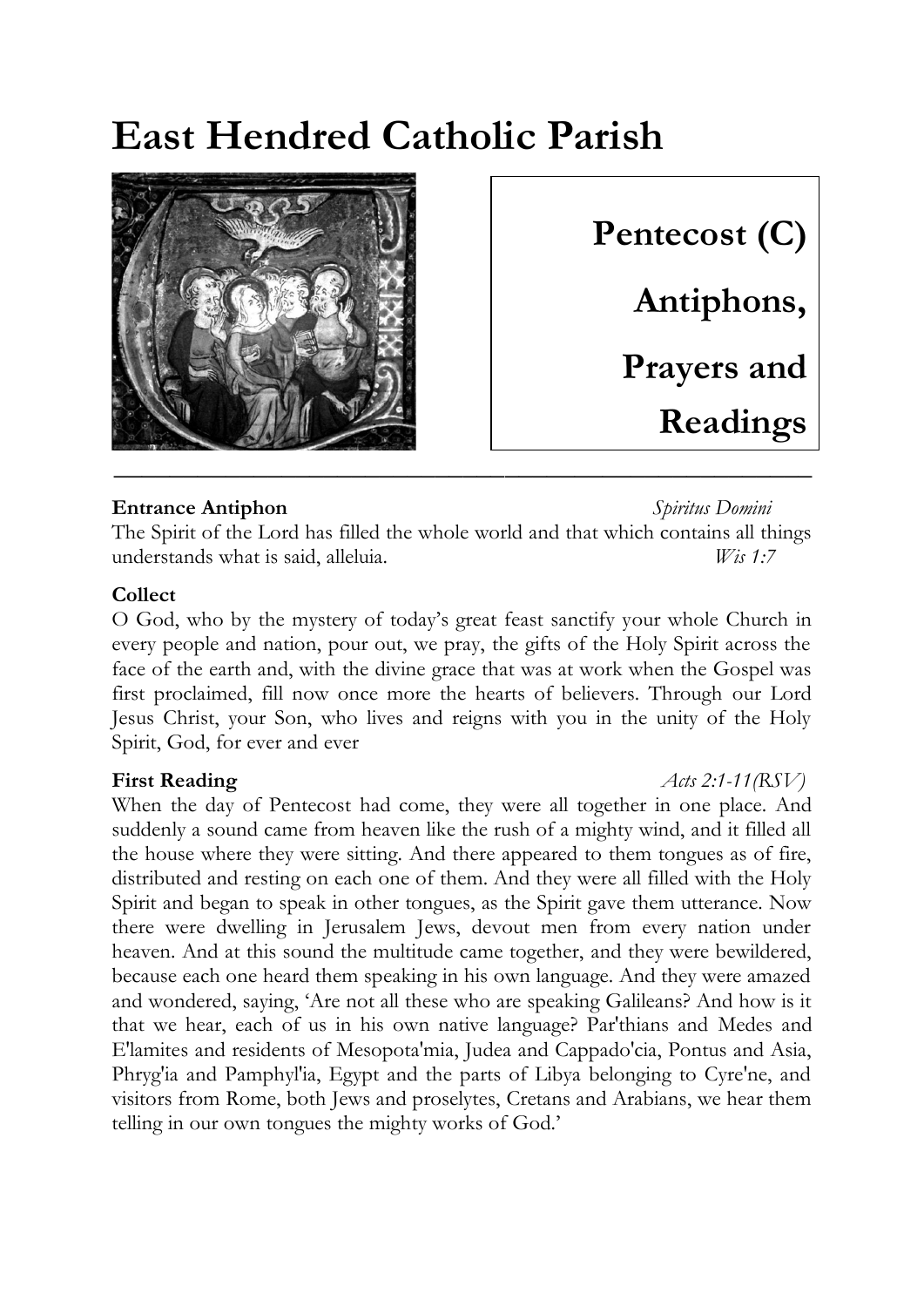# East Hendred Catholic Parish

**Pentecost (C)**

**Antiphons, Prayers and Readings**

---

**Entrance Antiphon** *Spiritus Domini*

The Spirit of the Lord has filled the whole world and that which contains all things understands what is said, alleluia. *Wis 1:7*

**Collect**

O God, who by the mystery of today's great feast sanctify your whole Church in every people and nation, pour out, we pray, the gifts of the Holy Spirit across the face of the earth and, with the divine grace that was at work when the Gospel was first proclaimed, fill now once more the hearts of believers. Through our Lord Jesus Christ, your Son, who lives and reigns with you in the unity of the Holy Spirit, God, for ever and ever

**First Reading** *Acts 2:1-11(RSV)*

When the day of Pentecost had come, they were all together in one place. And suddenly a sound came from heaven like the rush of a mighty wind, and it filled all the house where they were sitting. And there appeared to them tongues as of fire, distributed and resting on each one of them. And they were all filled with the Holy Spirit and began to speak in other tongues, as the Spirit gave them utterance. Now there were dwelling in Jerusalem Jews, devout men from every nation under heaven. And at this sound the multitude came together, and they were bewildered, because each one heard them speaking in his own language. And they were amazed and wondered, saying, 'Are not all these who are speaking Galileans? And how is it that we hear, each of us in his own native language? Par'thians and Medes and E'lamites and residents of Mesopota'mia, Judea and Cappado'cia, Pontus and Asia, Phryg'ia and Pamphyl'ia, Egypt and the parts of Libya belonging to Cyre'ne, and visitors from Rome, both Jews and proselytes, Cretans and Arabians, we hear them telling in our own tongues the mighty works of God.'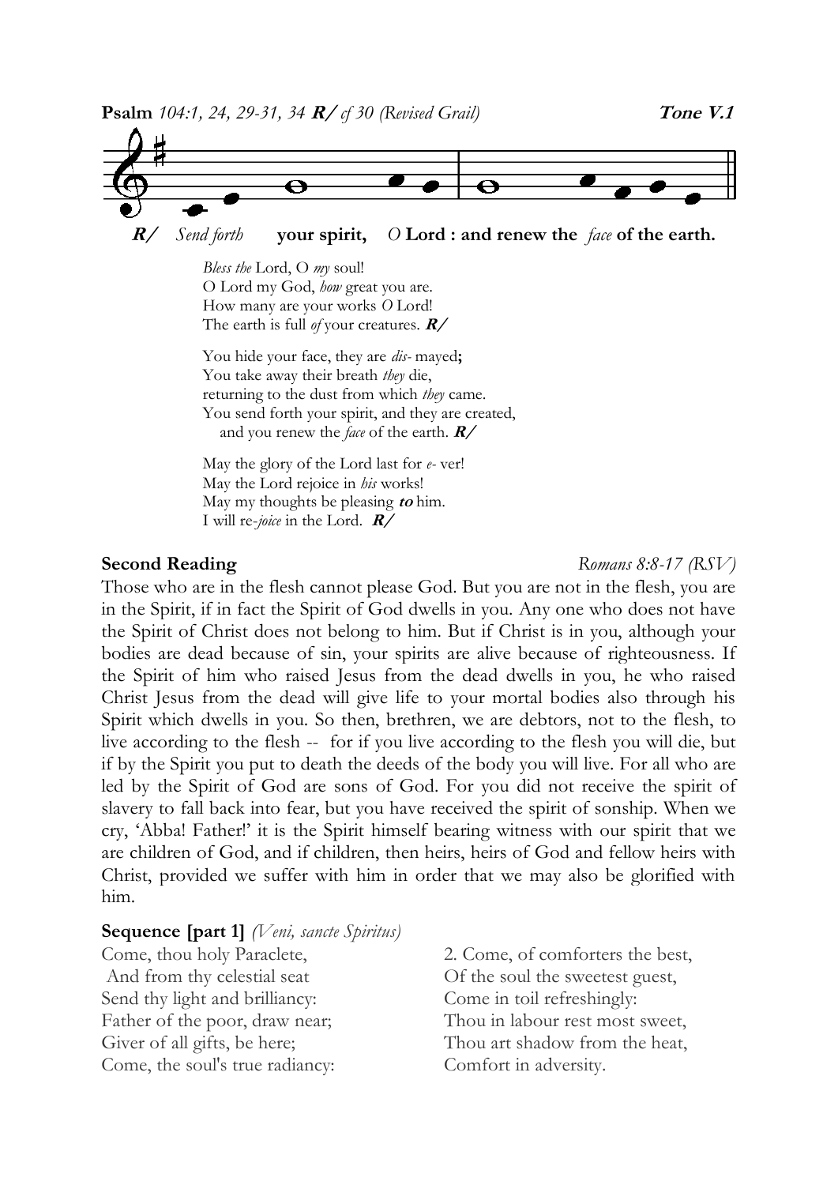**Psalm** *104:1, 24, 29-31, 34* ***R/*** *cf 30 (Revised Grail)* **Tone V.1**

***R/*** *Send forth* **your spirit,** *O* **Lord : and renew the** *face* **of the earth.**

*Bless the* Lord, O *my* soul!
O Lord my God, *how* great you are.
How many are your works *O* Lord!
The earth is full *of* your creatures. ***R/***

You hide your face, they are *dis-* mayed**;**
You take away their breath *they* die,
returning to the dust from which *they* came.
You send forth your spirit, and they are created,
and you renew the *face* of the earth. ***R/***

May the glory of the Lord last for *e-* ver!
May the Lord rejoice in *his* works!
May my thoughts be pleasing ***to*** him.
I will re-*joice* in the Lord. ***R/***

**Second Reading** *Romans 8:8-17 (RSV)*

Those who are in the flesh cannot please God. But you are not in the flesh, you are in the Spirit, if in fact the Spirit of God dwells in you. Any one who does not have the Spirit of Christ does not belong to him. But if Christ is in you, although your bodies are dead because of sin, your spirits are alive because of righteousness. If the Spirit of him who raised Jesus from the dead dwells in you, he who raised Christ Jesus from the dead will give life to your mortal bodies also through his Spirit which dwells in you. So then, brethren, we are debtors, not to the flesh, to live according to the flesh -- for if you live according to the flesh you will die, but if by the Spirit you put to death the deeds of the body you will live. For all who are led by the Spirit of God are sons of God. For you did not receive the spirit of slavery to fall back into fear, but you have received the spirit of sonship. When we cry, 'Abba! Father!' it is the Spirit himself bearing witness with our spirit that we are children of God, and if children, then heirs, heirs of God and fellow heirs with Christ, provided we suffer with him in order that we may also be glorified with him.

**Sequence [part 1]** *(Veni, sancte Spiritus)*

Come, thou holy Paraclete,
And from thy celestial seat
Send thy light and brilliancy:
Father of the poor, draw near;
Giver of all gifts, be here;
Come, the soul's true radiancy:

2. Come, of comforters the best,
Of the soul the sweetest guest,
Come in toil refreshingly:
Thou in labour rest most sweet,
Thou art shadow from the heat,
Comfort in adversity.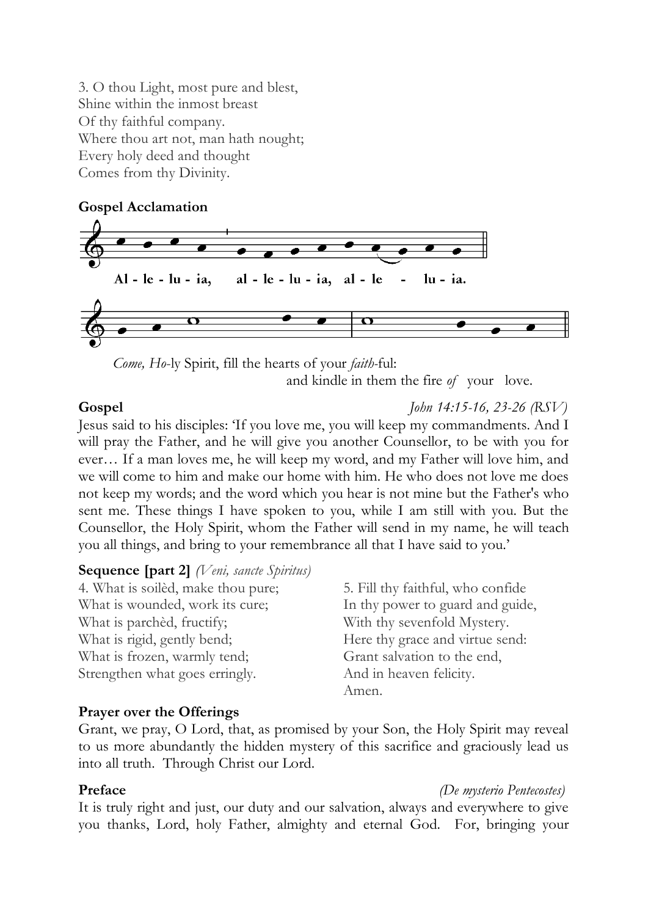3. O thou Light, most pure and blest,
Shine within the inmost breast
Of thy faithful company.
Where thou art not, man hath nought;
Every holy deed and thought
Comes from thy Divinity.

**Gospel Acclamation**

Al - le - lu - ia, al - le - lu - ia, al - le - lu - ia.

*Come, Ho*-ly Spirit, fill the hearts of your *faith*-ful:
and kindle in them the fire *of* your love.

**Gospel** *John 14:15-16, 23-26 (RSV)*

Jesus said to his disciples: 'If you love me, you will keep my commandments. And I will pray the Father, and he will give you another Counsellor, to be with you for ever… If a man loves me, he will keep my word, and my Father will love him, and we will come to him and make our home with him. He who does not love me does not keep my words; and the word which you hear is not mine but the Father's who sent me. These things I have spoken to you, while I am still with you. But the Counsellor, the Holy Spirit, whom the Father will send in my name, he will teach you all things, and bring to your remembrance all that I have said to you.'

**Sequence [part 2]** *(Veni, sancte Spiritus)*

4. What is soilèd, make thou pure;
What is wounded, work its cure;
What is parchèd, fructify;
What is rigid, gently bend;
What is frozen, warmly tend;
Strengthen what goes erringly.

5. Fill thy faithful, who confide
In thy power to guard and guide,
With thy sevenfold Mystery.
Here thy grace and virtue send:
Grant salvation to the end,
And in heaven felicity.
Amen.

**Prayer over the Offerings**

Grant, we pray, O Lord, that, as promised by your Son, the Holy Spirit may reveal to us more abundantly the hidden mystery of this sacrifice and graciously lead us into all truth. Through Christ our Lord.

**Preface** *(De mysterio Pentecostes)*

It is truly right and just, our duty and our salvation, always and everywhere to give you thanks, Lord, holy Father, almighty and eternal God. For, bringing your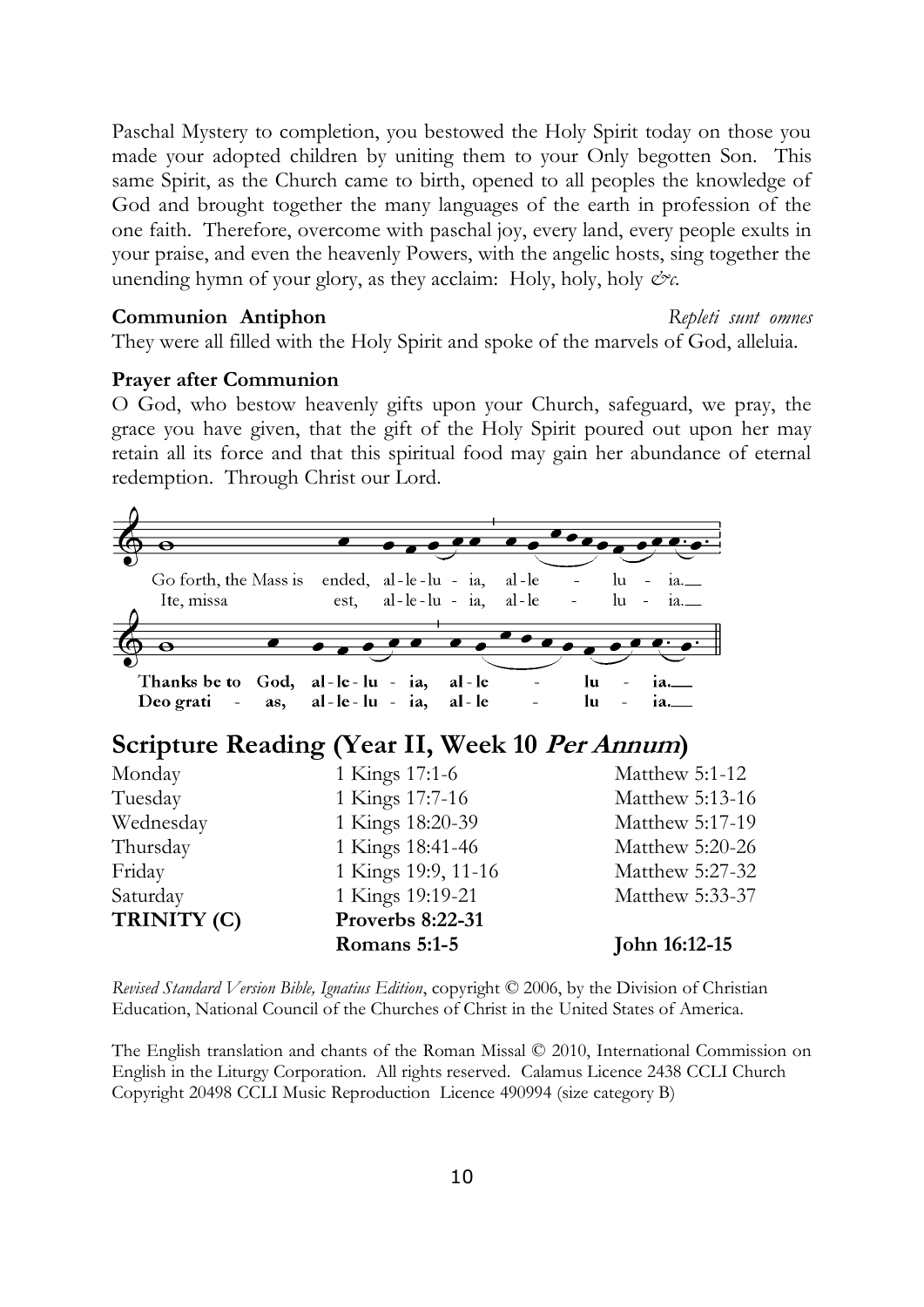Paschal Mystery to completion, you bestowed the Holy Spirit today on those you made your adopted children by uniting them to your Only begotten Son. This same Spirit, as the Church came to birth, opened to all peoples the knowledge of God and brought together the many languages of the earth in profession of the one faith. Therefore, overcome with paschal joy, every land, every people exults in your praise, and even the heavenly Powers, with the angelic hosts, sing together the unending hymn of your glory, as they acclaim: Holy, holy, holy *&c.*

**Communion Antiphon** *Repleti sunt omnes*

They were all filled with the Holy Spirit and spoke of the marvels of God, alleluia.

**Prayer after Communion**

O God, who bestow heavenly gifts upon your Church, safeguard, we pray, the grace you have given, that the gift of the Holy Spirit poured out upon her may retain all its force and that this spiritual food may gain her abundance of eternal redemption. Through Christ our Lord.

Go forth, the Mass is ended, al-le-lu - ia, al-le - lu - ia.
Ite, missa est, al-le-lu - ia, al-le - lu - ia.

**Thanks be to God, al-le-lu - ia, al-le - lu - ia.**
**Deo grati - as, al-le-lu - ia, al-le - lu - ia.**

## Scripture Reading (Year II, Week 10 *Per Annum*)

| | | |
|---|---|---|
| Monday | 1 Kings 17:1-6 | Matthew 5:1-12 |
| Tuesday | 1 Kings 17:7-16 | Matthew 5:13-16 |
| Wednesday | 1 Kings 18:20-39 | Matthew 5:17-19 |
| Thursday | 1 Kings 18:41-46 | Matthew 5:20-26 |
| Friday | 1 Kings 19:9, 11-16 | Matthew 5:27-32 |
| Saturday | 1 Kings 19:19-21 | Matthew 5:33-37 |
| **TRINITY (C)** | **Proverbs 8:22-31** | |
| | **Romans 5:1-5** | **John 16:12-15** |

*Revised Standard Version Bible, Ignatius Edition*, copyright © 2006, by the Division of Christian Education, National Council of the Churches of Christ in the United States of America.

The English translation and chants of the Roman Missal © 2010, International Commission on English in the Liturgy Corporation. All rights reserved. Calamus Licence 2438 CCLI Church Copyright 20498 CCLI Music Reproduction Licence 490994 (size category B)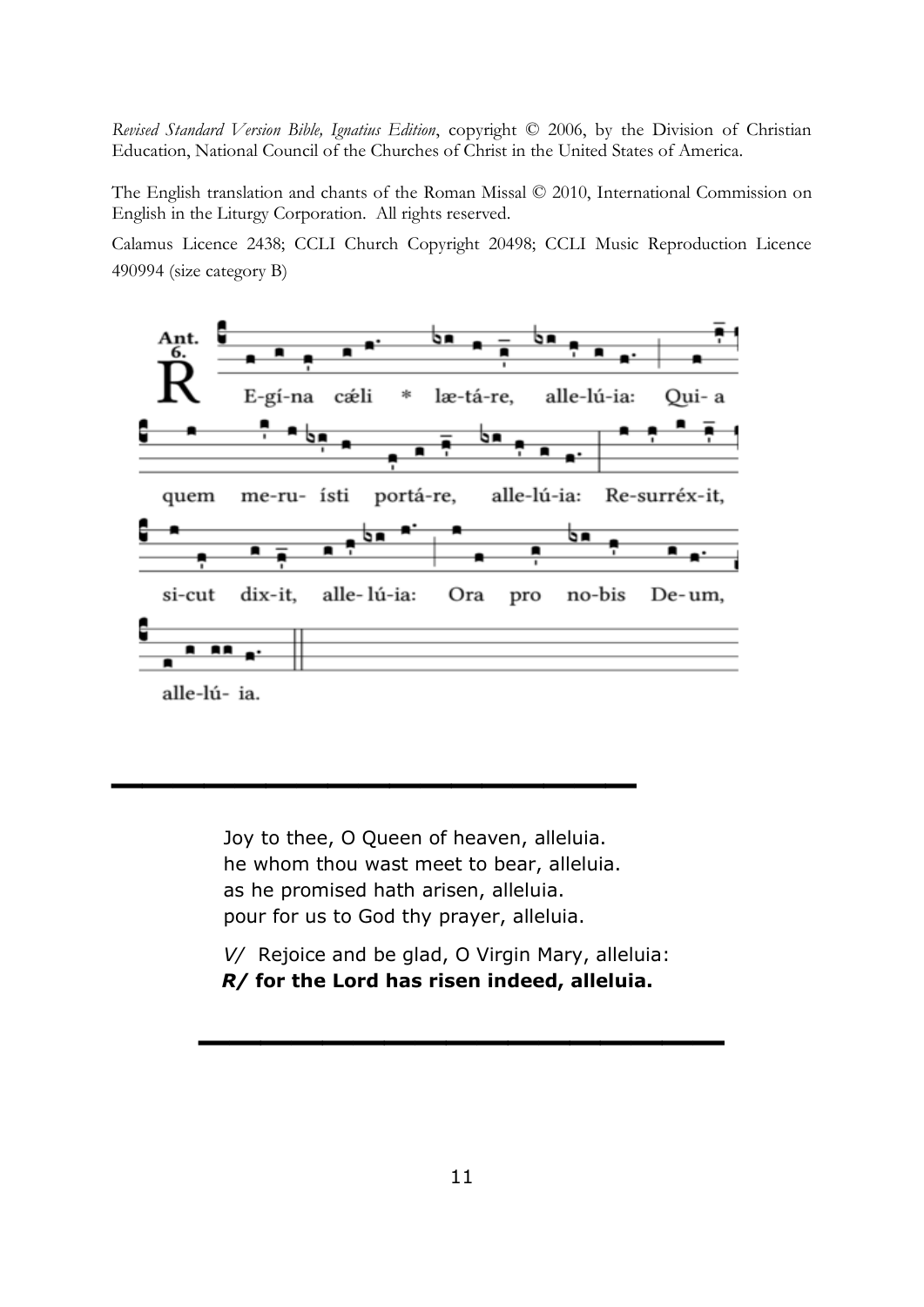*Revised Standard Version Bible, Ignatius Edition*, copyright © 2006, by the Division of Christian Education, National Council of the Churches of Christ in the United States of America.

The English translation and chants of the Roman Missal © 2010, International Commission on English in the Liturgy Corporation. All rights reserved.

Calamus Licence 2438; CCLI Church Copyright 20498; CCLI Music Reproduction Licence 490994 (size category B)

Ant. 6.

R E-gí-na cǽli * læ-tá-re, alle-lú-ia: Qui- a quem me-ru- ísti portá-re, alle-lú-ia: Re-surréx-it, si-cut dix-it, alle- lú-ia: Ora pro no-bis De-um, alle-lú- ia.

---

Joy to thee, O Queen of heaven, alleluia.
he whom thou wast meet to bear, alleluia.
as he promised hath arisen, alleluia.
pour for us to God thy prayer, alleluia.

*V/* Rejoice and be glad, O Virgin Mary, alleluia:
***R/* for the Lord has risen indeed, alleluia.**

---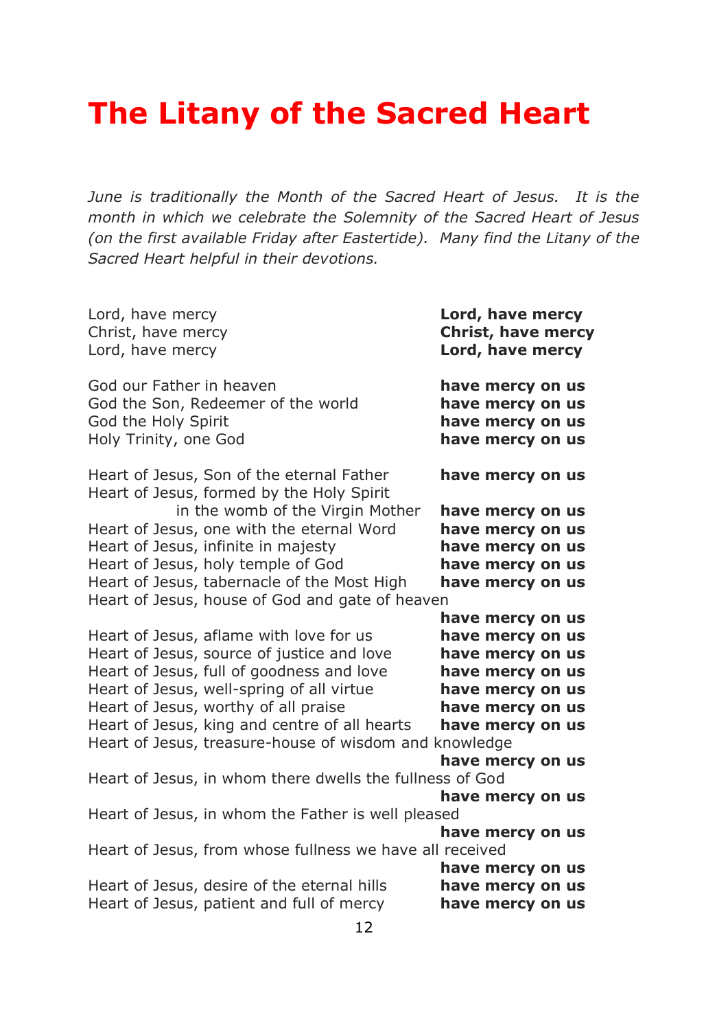# The Litany of the Sacred Heart

*June is traditionally the Month of the Sacred Heart of Jesus. It is the month in which we celebrate the Solemnity of the Sacred Heart of Jesus (on the first available Friday after Eastertide). Many find the Litany of the Sacred Heart helpful in their devotions.*

Lord, have mercy **Lord, have mercy**
Christ, have mercy **Christ, have mercy**
Lord, have mercy **Lord, have mercy**

God our Father in heaven **have mercy on us**
God the Son, Redeemer of the world **have mercy on us**
God the Holy Spirit **have mercy on us**
Holy Trinity, one God **have mercy on us**

Heart of Jesus, Son of the eternal Father **have mercy on us**
Heart of Jesus, formed by the Holy Spirit in the womb of the Virgin Mother **have mercy on us**
Heart of Jesus, one with the eternal Word **have mercy on us**
Heart of Jesus, infinite in majesty **have mercy on us**
Heart of Jesus, holy temple of God **have mercy on us**
Heart of Jesus, tabernacle of the Most High **have mercy on us**
Heart of Jesus, house of God and gate of heaven **have mercy on us**
Heart of Jesus, aflame with love for us **have mercy on us**
Heart of Jesus, source of justice and love **have mercy on us**
Heart of Jesus, full of goodness and love **have mercy on us**
Heart of Jesus, well-spring of all virtue **have mercy on us**
Heart of Jesus, worthy of all praise **have mercy on us**
Heart of Jesus, king and centre of all hearts **have mercy on us**
Heart of Jesus, treasure-house of wisdom and knowledge **have mercy on us**
Heart of Jesus, in whom there dwells the fullness of God **have mercy on us**
Heart of Jesus, in whom the Father is well pleased **have mercy on us**
Heart of Jesus, from whose fullness we have all received **have mercy on us**
Heart of Jesus, desire of the eternal hills **have mercy on us**
Heart of Jesus, patient and full of mercy **have mercy on us**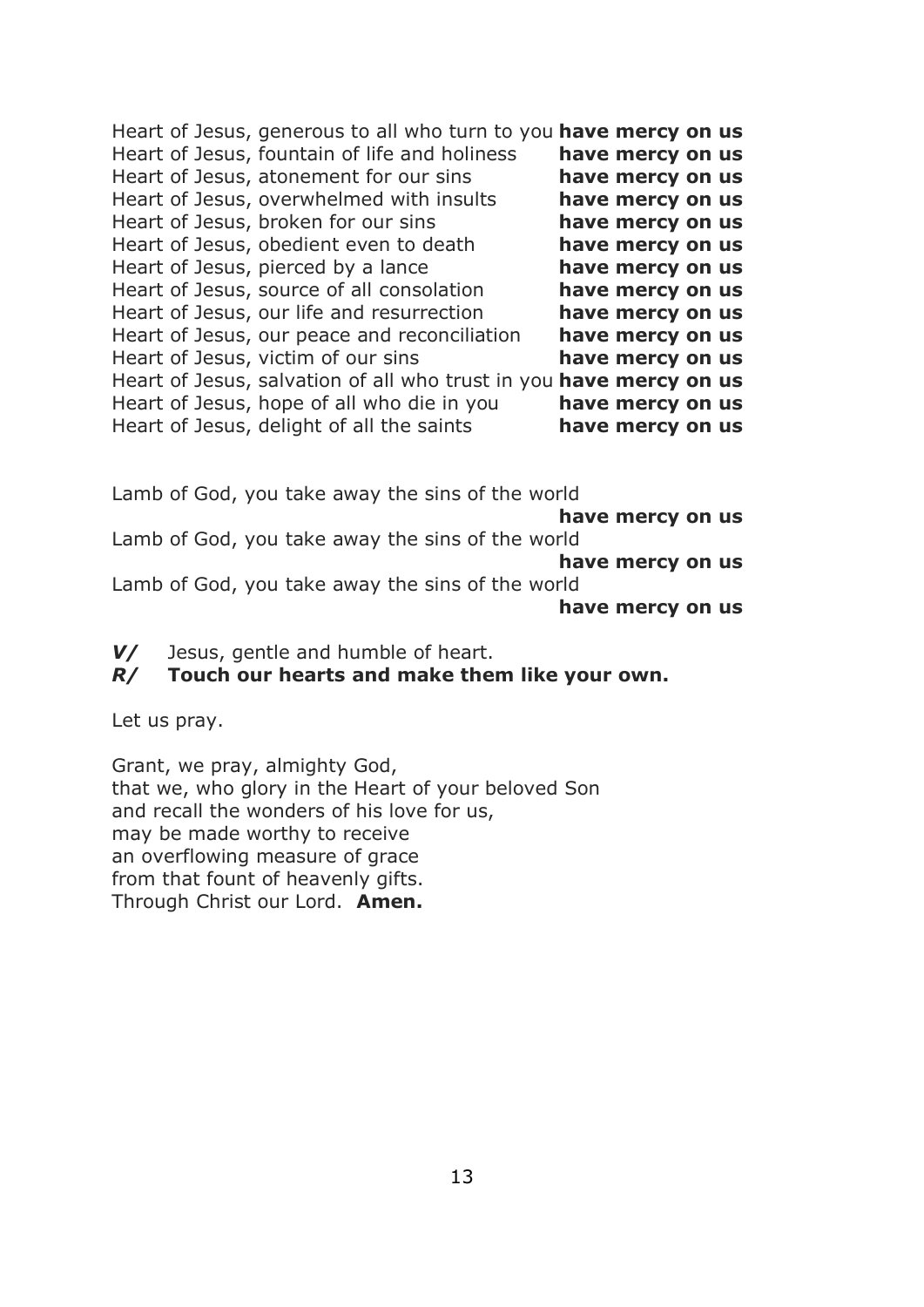Heart of Jesus, generous to all who turn to you **have mercy on us**
Heart of Jesus, fountain of life and holiness **have mercy on us**
Heart of Jesus, atonement for our sins **have mercy on us**
Heart of Jesus, overwhelmed with insults **have mercy on us**
Heart of Jesus, broken for our sins **have mercy on us**
Heart of Jesus, obedient even to death **have mercy on us**
Heart of Jesus, pierced by a lance **have mercy on us**
Heart of Jesus, source of all consolation **have mercy on us**
Heart of Jesus, our life and resurrection **have mercy on us**
Heart of Jesus, our peace and reconciliation **have mercy on us**
Heart of Jesus, victim of our sins **have mercy on us**
Heart of Jesus, salvation of all who trust in you **have mercy on us**
Heart of Jesus, hope of all who die in you **have mercy on us**
Heart of Jesus, delight of all the saints **have mercy on us**

Lamb of God, you take away the sins of the world
**have mercy on us**
Lamb of God, you take away the sins of the world
**have mercy on us**
Lamb of God, you take away the sins of the world
**have mercy on us**

***V/*** Jesus, gentle and humble of heart.
***R/*** **Touch our hearts and make them like your own.**

Let us pray.

Grant, we pray, almighty God,
that we, who glory in the Heart of your beloved Son
and recall the wonders of his love for us,
may be made worthy to receive
an overflowing measure of grace
from that fount of heavenly gifts.
Through Christ our Lord. **Amen.**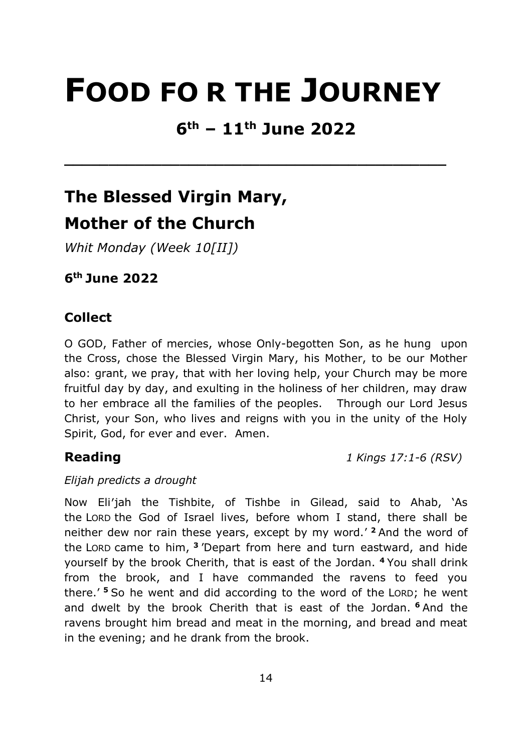# FOOD FO R THE JOURNEY

## 6th – 11th June 2022

---

## The Blessed Virgin Mary, Mother of the Church

*Whit Monday (Week 10[II])*

**6th June 2022**

### Collect

O GOD, Father of mercies, whose Only-begotten Son, as he hung upon the Cross, chose the Blessed Virgin Mary, his Mother, to be our Mother also: grant, we pray, that with her loving help, your Church may be more fruitful day by day, and exulting in the holiness of her children, may draw to her embrace all the families of the peoples. Through our Lord Jesus Christ, your Son, who lives and reigns with you in the unity of the Holy Spirit, God, for ever and ever. Amen.

### Reading *1 Kings 17:1-6 (RSV)*

*Elijah predicts a drought*

Now Eli'jah the Tishbite, of Tishbe in Gilead, said to Ahab, 'As the LORD the God of Israel lives, before whom I stand, there shall be neither dew nor rain these years, except by my word.' **2** And the word of the LORD came to him, **3** 'Depart from here and turn eastward, and hide yourself by the brook Cherith, that is east of the Jordan. **4** You shall drink from the brook, and I have commanded the ravens to feed you there.' **5** So he went and did according to the word of the LORD; he went and dwelt by the brook Cherith that is east of the Jordan. **6** And the ravens brought him bread and meat in the morning, and bread and meat in the evening; and he drank from the brook.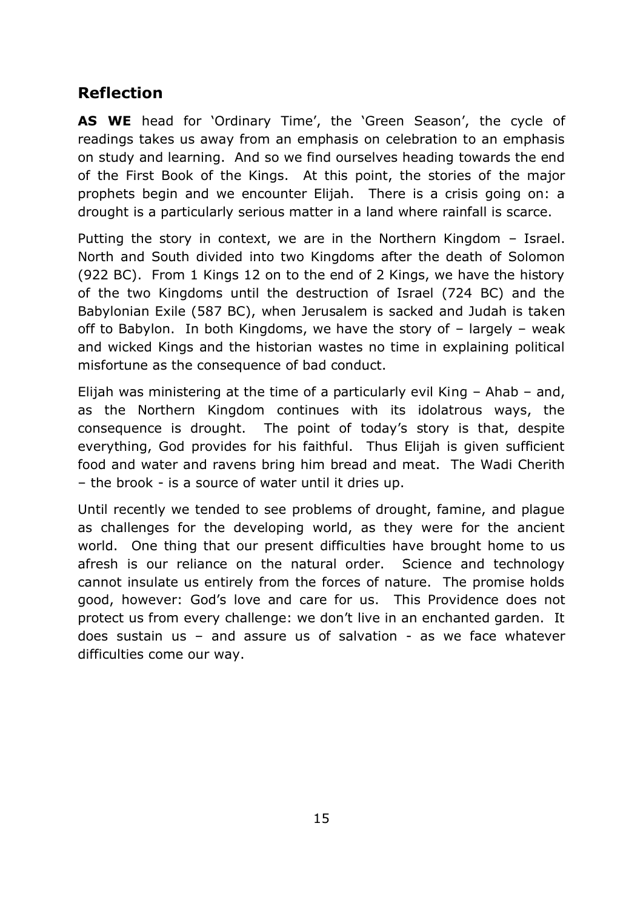## Reflection

**AS WE** head for 'Ordinary Time', the 'Green Season', the cycle of readings takes us away from an emphasis on celebration to an emphasis on study and learning. And so we find ourselves heading towards the end of the First Book of the Kings. At this point, the stories of the major prophets begin and we encounter Elijah. There is a crisis going on: a drought is a particularly serious matter in a land where rainfall is scarce.

Putting the story in context, we are in the Northern Kingdom – Israel. North and South divided into two Kingdoms after the death of Solomon (922 BC). From 1 Kings 12 on to the end of 2 Kings, we have the history of the two Kingdoms until the destruction of Israel (724 BC) and the Babylonian Exile (587 BC), when Jerusalem is sacked and Judah is taken off to Babylon. In both Kingdoms, we have the story of – largely – weak and wicked Kings and the historian wastes no time in explaining political misfortune as the consequence of bad conduct.

Elijah was ministering at the time of a particularly evil King – Ahab – and, as the Northern Kingdom continues with its idolatrous ways, the consequence is drought. The point of today's story is that, despite everything, God provides for his faithful. Thus Elijah is given sufficient food and water and ravens bring him bread and meat. The Wadi Cherith – the brook - is a source of water until it dries up.

Until recently we tended to see problems of drought, famine, and plague as challenges for the developing world, as they were for the ancient world. One thing that our present difficulties have brought home to us afresh is our reliance on the natural order. Science and technology cannot insulate us entirely from the forces of nature. The promise holds good, however: God's love and care for us. This Providence does not protect us from every challenge: we don't live in an enchanted garden. It does sustain us – and assure us of salvation - as we face whatever difficulties come our way.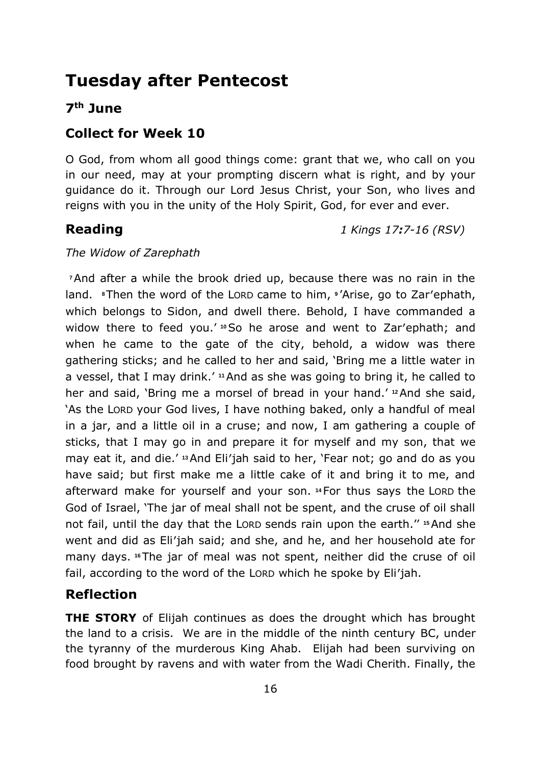# Tuesday after Pentecost

## 7th June

## Collect for Week 10

O God, from whom all good things come: grant that we, who call on you in our need, may at your prompting discern what is right, and by your guidance do it. Through our Lord Jesus Christ, your Son, who lives and reigns with you in the unity of the Holy Spirit, God, for ever and ever.

## Reading

*1 Kings 17:7-16 (RSV)*

*The Widow of Zarephath*

7 And after a while the brook dried up, because there was no rain in the land. 8 Then the word of the LORD came to him, 9 'Arise, go to Zar'ephath, which belongs to Sidon, and dwell there. Behold, I have commanded a widow there to feed you.' 10 So he arose and went to Zar'ephath; and when he came to the gate of the city, behold, a widow was there gathering sticks; and he called to her and said, 'Bring me a little water in a vessel, that I may drink.' 11 And as she was going to bring it, he called to her and said, 'Bring me a morsel of bread in your hand.' 12 And she said, 'As the LORD your God lives, I have nothing baked, only a handful of meal in a jar, and a little oil in a cruse; and now, I am gathering a couple of sticks, that I may go in and prepare it for myself and my son, that we may eat it, and die.' 13 And Eli'jah said to her, 'Fear not; go and do as you have said; but first make me a little cake of it and bring it to me, and afterward make for yourself and your son. 14 For thus says the LORD the God of Israel, 'The jar of meal shall not be spent, and the cruse of oil shall not fail, until the day that the LORD sends rain upon the earth.'' 15 And she went and did as Eli'jah said; and she, and he, and her household ate for many days. 16 The jar of meal was not spent, neither did the cruse of oil fail, according to the word of the LORD which he spoke by Eli'jah.

## Reflection

**THE STORY** of Elijah continues as does the drought which has brought the land to a crisis. We are in the middle of the ninth century BC, under the tyranny of the murderous King Ahab. Elijah had been surviving on food brought by ravens and with water from the Wadi Cherith. Finally, the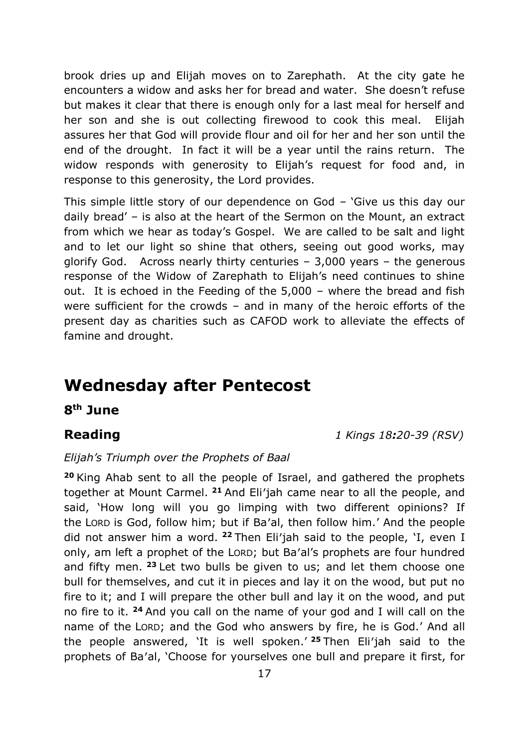brook dries up and Elijah moves on to Zarephath. At the city gate he encounters a widow and asks her for bread and water. She doesn't refuse but makes it clear that there is enough only for a last meal for herself and her son and she is out collecting firewood to cook this meal. Elijah assures her that God will provide flour and oil for her and her son until the end of the drought. In fact it will be a year until the rains return. The widow responds with generosity to Elijah's request for food and, in response to this generosity, the Lord provides.

This simple little story of our dependence on God – 'Give us this day our daily bread' – is also at the heart of the Sermon on the Mount, an extract from which we hear as today's Gospel. We are called to be salt and light and to let our light so shine that others, seeing out good works, may glorify God. Across nearly thirty centuries – 3,000 years – the generous response of the Widow of Zarephath to Elijah's need continues to shine out. It is echoed in the Feeding of the 5,000 – where the bread and fish were sufficient for the crowds – and in many of the heroic efforts of the present day as charities such as CAFOD work to alleviate the effects of famine and drought.

# Wednesday after Pentecost

## 8th June

**Reading** *1 Kings 18:20-39 (RSV)*

*Elijah's Triumph over the Prophets of Baal*

**20** King Ahab sent to all the people of Israel, and gathered the prophets together at Mount Carmel. **21** And Eli'jah came near to all the people, and said, 'How long will you go limping with two different opinions? If the LORD is God, follow him; but if Ba'al, then follow him.' And the people did not answer him a word. **22** Then Eli'jah said to the people, 'I, even I only, am left a prophet of the LORD; but Ba'al's prophets are four hundred and fifty men. **23** Let two bulls be given to us; and let them choose one bull for themselves, and cut it in pieces and lay it on the wood, but put no fire to it; and I will prepare the other bull and lay it on the wood, and put no fire to it. **24** And you call on the name of your god and I will call on the name of the LORD; and the God who answers by fire, he is God.' And all the people answered, 'It is well spoken.' **25** Then Eli'jah said to the prophets of Ba'al, 'Choose for yourselves one bull and prepare it first, for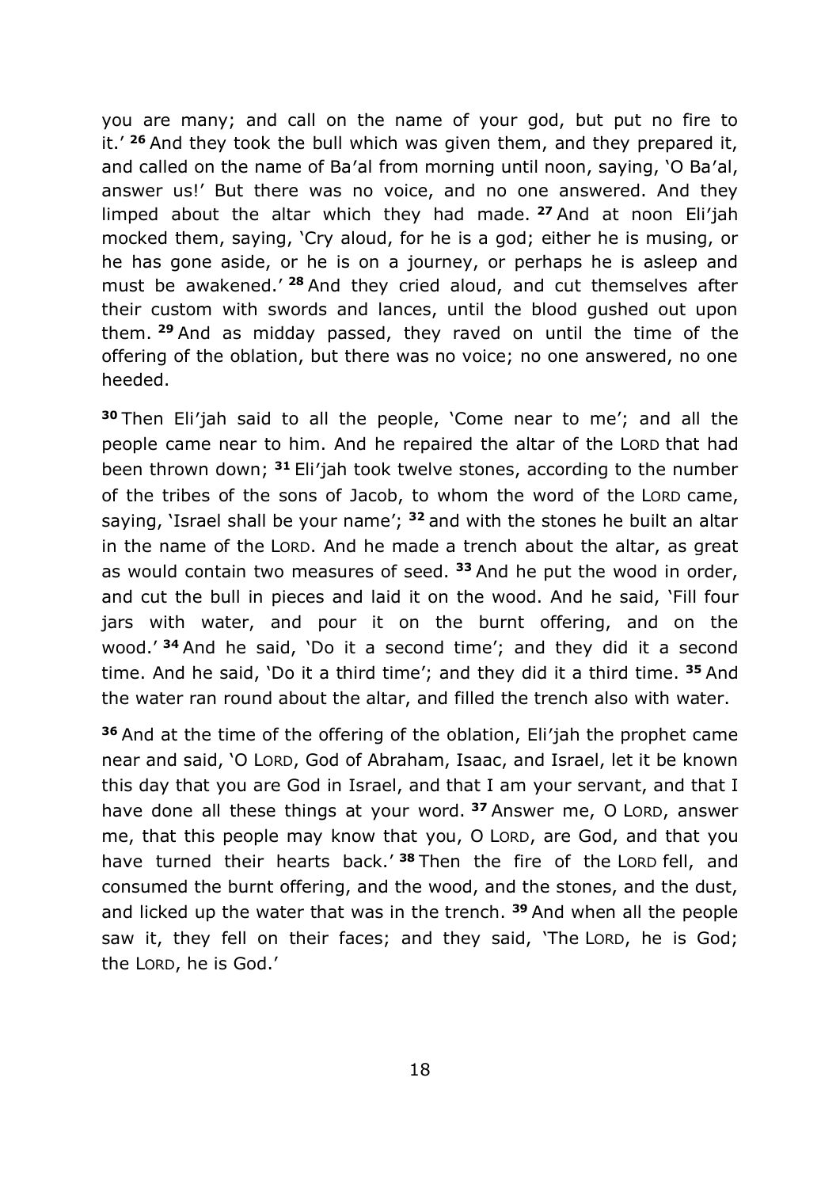you are many; and call on the name of your god, but put no fire to it.' **26** And they took the bull which was given them, and they prepared it, and called on the name of Ba'al from morning until noon, saying, 'O Ba'al, answer us!' But there was no voice, and no one answered. And they limped about the altar which they had made. **27** And at noon Eli'jah mocked them, saying, 'Cry aloud, for he is a god; either he is musing, or he has gone aside, or he is on a journey, or perhaps he is asleep and must be awakened.' **28** And they cried aloud, and cut themselves after their custom with swords and lances, until the blood gushed out upon them. **29** And as midday passed, they raved on until the time of the offering of the oblation, but there was no voice; no one answered, no one heeded.

**30** Then Eli'jah said to all the people, 'Come near to me'; and all the people came near to him. And he repaired the altar of the LORD that had been thrown down; **31** Eli'jah took twelve stones, according to the number of the tribes of the sons of Jacob, to whom the word of the LORD came, saying, 'Israel shall be your name'; **32** and with the stones he built an altar in the name of the LORD. And he made a trench about the altar, as great as would contain two measures of seed. **33** And he put the wood in order, and cut the bull in pieces and laid it on the wood. And he said, 'Fill four jars with water, and pour it on the burnt offering, and on the wood.' **34** And he said, 'Do it a second time'; and they did it a second time. And he said, 'Do it a third time'; and they did it a third time. **35** And the water ran round about the altar, and filled the trench also with water.

**36** And at the time of the offering of the oblation, Eli'jah the prophet came near and said, 'O LORD, God of Abraham, Isaac, and Israel, let it be known this day that you are God in Israel, and that I am your servant, and that I have done all these things at your word. **37** Answer me, O LORD, answer me, that this people may know that you, O LORD, are God, and that you have turned their hearts back.' **38** Then the fire of the LORD fell, and consumed the burnt offering, and the wood, and the stones, and the dust, and licked up the water that was in the trench. **39** And when all the people saw it, they fell on their faces; and they said, 'The LORD, he is God; the LORD, he is God.'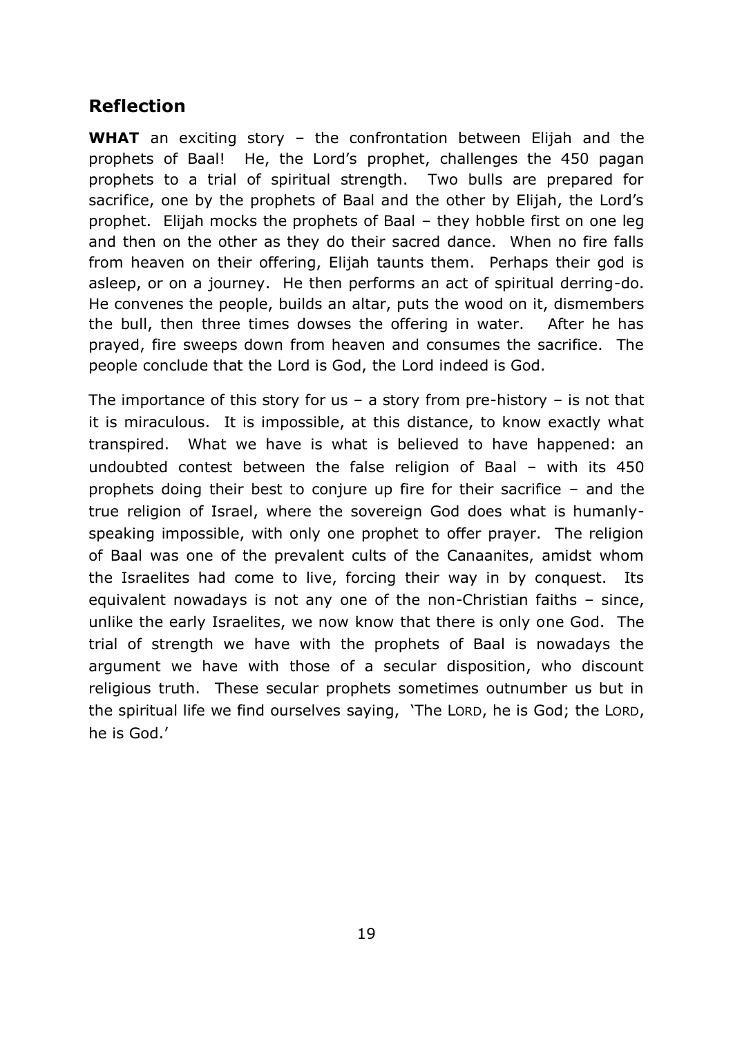## Reflection

**WHAT** an exciting story – the confrontation between Elijah and the prophets of Baal! He, the Lord's prophet, challenges the 450 pagan prophets to a trial of spiritual strength. Two bulls are prepared for sacrifice, one by the prophets of Baal and the other by Elijah, the Lord's prophet. Elijah mocks the prophets of Baal – they hobble first on one leg and then on the other as they do their sacred dance. When no fire falls from heaven on their offering, Elijah taunts them. Perhaps their god is asleep, or on a journey. He then performs an act of spiritual derring-do. He convenes the people, builds an altar, puts the wood on it, dismembers the bull, then three times dowses the offering in water. After he has prayed, fire sweeps down from heaven and consumes the sacrifice. The people conclude that the Lord is God, the Lord indeed is God.

The importance of this story for us – a story from pre-history – is not that it is miraculous. It is impossible, at this distance, to know exactly what transpired. What we have is what is believed to have happened: an undoubted contest between the false religion of Baal – with its 450 prophets doing their best to conjure up fire for their sacrifice – and the true religion of Israel, where the sovereign God does what is humanly-speaking impossible, with only one prophet to offer prayer. The religion of Baal was one of the prevalent cults of the Canaanites, amidst whom the Israelites had come to live, forcing their way in by conquest. Its equivalent nowadays is not any one of the non-Christian faiths – since, unlike the early Israelites, we now know that there is only one God. The trial of strength we have with the prophets of Baal is nowadays the argument we have with those of a secular disposition, who discount religious truth. These secular prophets sometimes outnumber us but in the spiritual life we find ourselves saying, 'The LORD, he is God; the LORD, he is God.'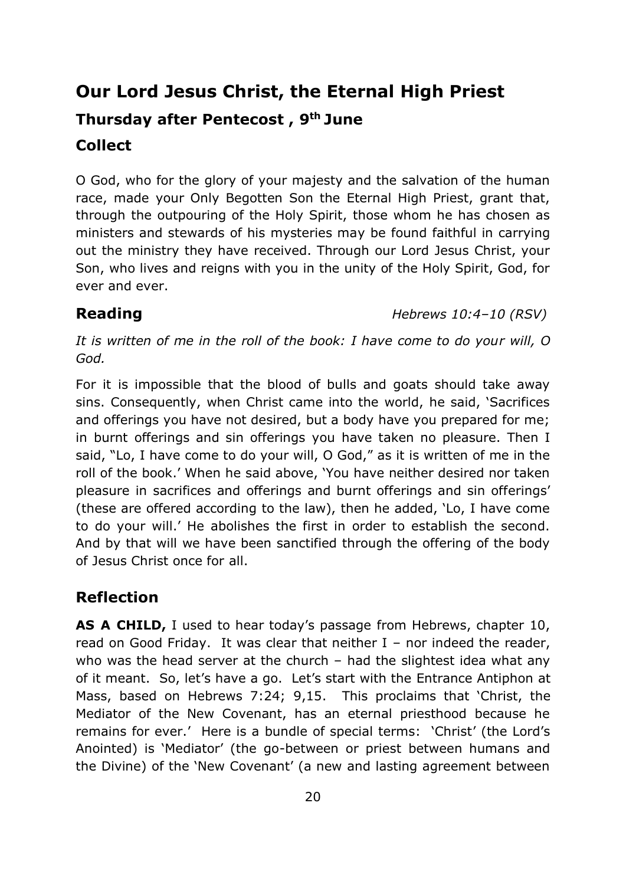# Our Lord Jesus Christ, the Eternal High Priest

## Thursday after Pentecost , 9th June

## Collect

O God, who for the glory of your majesty and the salvation of the human race, made your Only Begotten Son the Eternal High Priest, grant that, through the outpouring of the Holy Spirit, those whom he has chosen as ministers and stewards of his mysteries may be found faithful in carrying out the ministry they have received. Through our Lord Jesus Christ, your Son, who lives and reigns with you in the unity of the Holy Spirit, God, for ever and ever.

## Reading *Hebrews 10:4–10 (RSV)*

*It is written of me in the roll of the book: I have come to do your will, O God.*

For it is impossible that the blood of bulls and goats should take away sins. Consequently, when Christ came into the world, he said, 'Sacrifices and offerings you have not desired, but a body have you prepared for me; in burnt offerings and sin offerings you have taken no pleasure. Then I said, "Lo, I have come to do your will, O God," as it is written of me in the roll of the book.' When he said above, 'You have neither desired nor taken pleasure in sacrifices and offerings and burnt offerings and sin offerings' (these are offered according to the law), then he added, 'Lo, I have come to do your will.' He abolishes the first in order to establish the second. And by that will we have been sanctified through the offering of the body of Jesus Christ once for all.

## Reflection

**AS A CHILD,** I used to hear today's passage from Hebrews, chapter 10, read on Good Friday. It was clear that neither I – nor indeed the reader, who was the head server at the church – had the slightest idea what any of it meant. So, let's have a go. Let's start with the Entrance Antiphon at Mass, based on Hebrews 7:24; 9,15. This proclaims that 'Christ, the Mediator of the New Covenant, has an eternal priesthood because he remains for ever.' Here is a bundle of special terms: 'Christ' (the Lord's Anointed) is 'Mediator' (the go-between or priest between humans and the Divine) of the 'New Covenant' (a new and lasting agreement between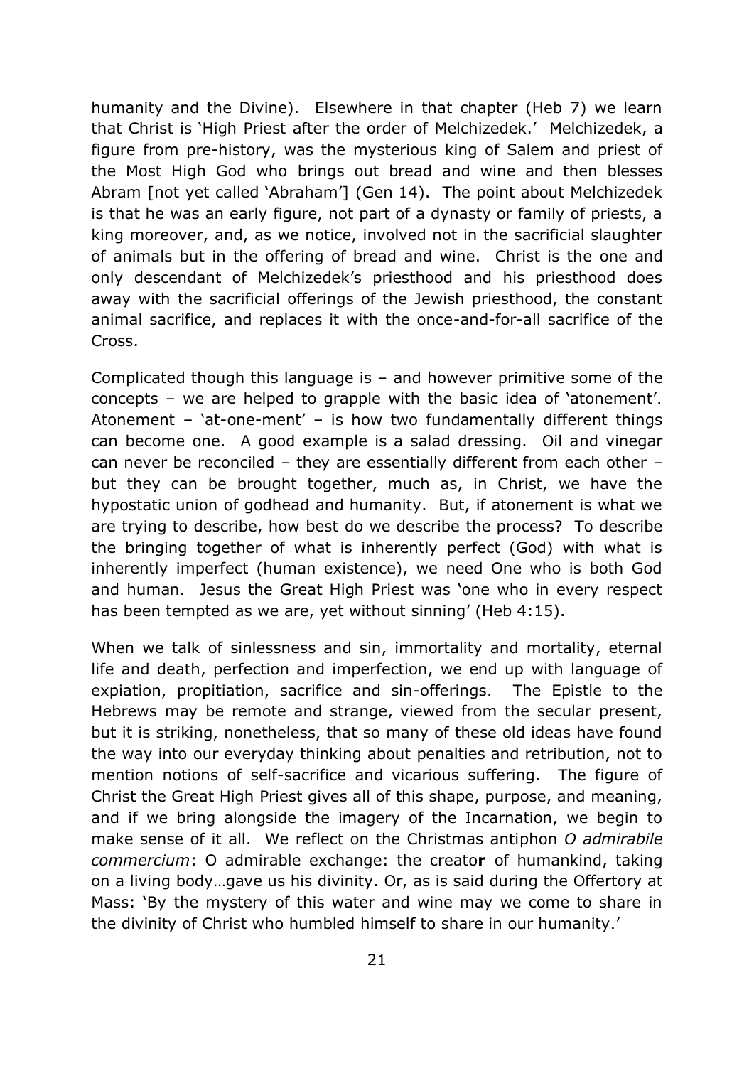humanity and the Divine). Elsewhere in that chapter (Heb 7) we learn that Christ is 'High Priest after the order of Melchizedek.' Melchizedek, a figure from pre-history, was the mysterious king of Salem and priest of the Most High God who brings out bread and wine and then blesses Abram [not yet called 'Abraham'] (Gen 14). The point about Melchizedek is that he was an early figure, not part of a dynasty or family of priests, a king moreover, and, as we notice, involved not in the sacrificial slaughter of animals but in the offering of bread and wine. Christ is the one and only descendant of Melchizedek's priesthood and his priesthood does away with the sacrificial offerings of the Jewish priesthood, the constant animal sacrifice, and replaces it with the once-and-for-all sacrifice of the Cross.

Complicated though this language is – and however primitive some of the concepts – we are helped to grapple with the basic idea of 'atonement'. Atonement – 'at-one-ment' – is how two fundamentally different things can become one. A good example is a salad dressing. Oil and vinegar can never be reconciled – they are essentially different from each other – but they can be brought together, much as, in Christ, we have the hypostatic union of godhead and humanity. But, if atonement is what we are trying to describe, how best do we describe the process? To describe the bringing together of what is inherently perfect (God) with what is inherently imperfect (human existence), we need One who is both God and human. Jesus the Great High Priest was 'one who in every respect has been tempted as we are, yet without sinning' (Heb 4:15).

When we talk of sinlessness and sin, immortality and mortality, eternal life and death, perfection and imperfection, we end up with language of expiation, propitiation, sacrifice and sin-offerings. The Epistle to the Hebrews may be remote and strange, viewed from the secular present, but it is striking, nonetheless, that so many of these old ideas have found the way into our everyday thinking about penalties and retribution, not to mention notions of self-sacrifice and vicarious suffering. The figure of Christ the Great High Priest gives all of this shape, purpose, and meaning, and if we bring alongside the imagery of the Incarnation, we begin to make sense of it all. We reflect on the Christmas antiphon *O admirabile commercium*: O admirable exchange: the creato**r** of humankind, taking on a living body…gave us his divinity. Or, as is said during the Offertory at Mass: 'By the mystery of this water and wine may we come to share in the divinity of Christ who humbled himself to share in our humanity.'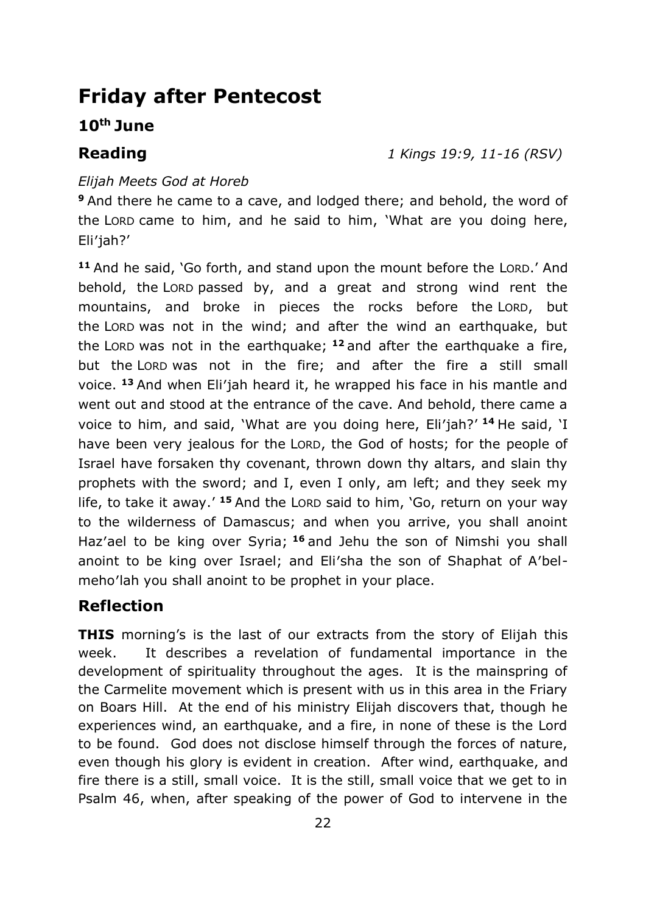# Friday after Pentecost

## 10th June

**Reading** *1 Kings 19:9, 11-16 (RSV)*

*Elijah Meets God at Horeb*

**9** And there he came to a cave, and lodged there; and behold, the word of the LORD came to him, and he said to him, 'What are you doing here, Eli'jah?'

**11** And he said, 'Go forth, and stand upon the mount before the LORD.' And behold, the LORD passed by, and a great and strong wind rent the mountains, and broke in pieces the rocks before the LORD, but the LORD was not in the wind; and after the wind an earthquake, but the LORD was not in the earthquake; **12** and after the earthquake a fire, but the LORD was not in the fire; and after the fire a still small voice. **13** And when Eli'jah heard it, he wrapped his face in his mantle and went out and stood at the entrance of the cave. And behold, there came a voice to him, and said, 'What are you doing here, Eli'jah?' **14** He said, 'I have been very jealous for the LORD, the God of hosts; for the people of Israel have forsaken thy covenant, thrown down thy altars, and slain thy prophets with the sword; and I, even I only, am left; and they seek my life, to take it away.' **15** And the LORD said to him, 'Go, return on your way to the wilderness of Damascus; and when you arrive, you shall anoint Haz'ael to be king over Syria; **16** and Jehu the son of Nimshi you shall anoint to be king over Israel; and Eli'sha the son of Shaphat of A'bel-meho'lah you shall anoint to be prophet in your place.

## Reflection

**THIS** morning's is the last of our extracts from the story of Elijah this week. It describes a revelation of fundamental importance in the development of spirituality throughout the ages. It is the mainspring of the Carmelite movement which is present with us in this area in the Friary on Boars Hill. At the end of his ministry Elijah discovers that, though he experiences wind, an earthquake, and a fire, in none of these is the Lord to be found. God does not disclose himself through the forces of nature, even though his glory is evident in creation. After wind, earthquake, and fire there is a still, small voice. It is the still, small voice that we get to in Psalm 46, when, after speaking of the power of God to intervene in the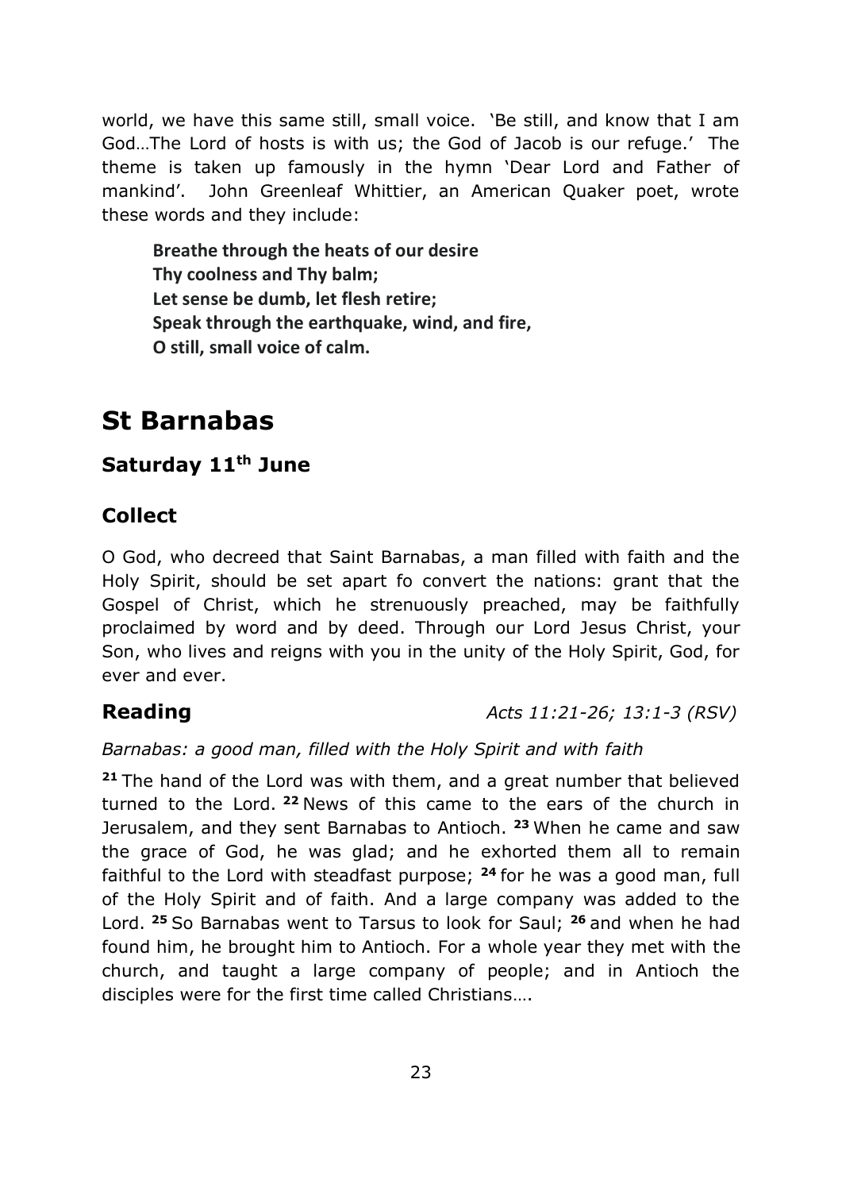world, we have this same still, small voice. 'Be still, and know that I am God…The Lord of hosts is with us; the God of Jacob is our refuge.' The theme is taken up famously in the hymn 'Dear Lord and Father of mankind'. John Greenleaf Whittier, an American Quaker poet, wrote these words and they include:

> **Breathe through the heats of our desire**
> **Thy coolness and Thy balm;**
> **Let sense be dumb, let flesh retire;**
> **Speak through the earthquake, wind, and fire,**
> **O still, small voice of calm.**

# St Barnabas

## Saturday 11th June

## Collect

O God, who decreed that Saint Barnabas, a man filled with faith and the Holy Spirit, should be set apart fo convert the nations: grant that the Gospel of Christ, which he strenuously preached, may be faithfully proclaimed by word and by deed. Through our Lord Jesus Christ, your Son, who lives and reigns with you in the unity of the Holy Spirit, God, for ever and ever.

**Reading** *Acts 11:21-26; 13:1-3 (RSV)*

*Barnabas: a good man, filled with the Holy Spirit and with faith*

**21** The hand of the Lord was with them, and a great number that believed turned to the Lord. **22** News of this came to the ears of the church in Jerusalem, and they sent Barnabas to Antioch. **23** When he came and saw the grace of God, he was glad; and he exhorted them all to remain faithful to the Lord with steadfast purpose; **24** for he was a good man, full of the Holy Spirit and of faith. And a large company was added to the Lord. **25** So Barnabas went to Tarsus to look for Saul; **26** and when he had found him, he brought him to Antioch. For a whole year they met with the church, and taught a large company of people; and in Antioch the disciples were for the first time called Christians….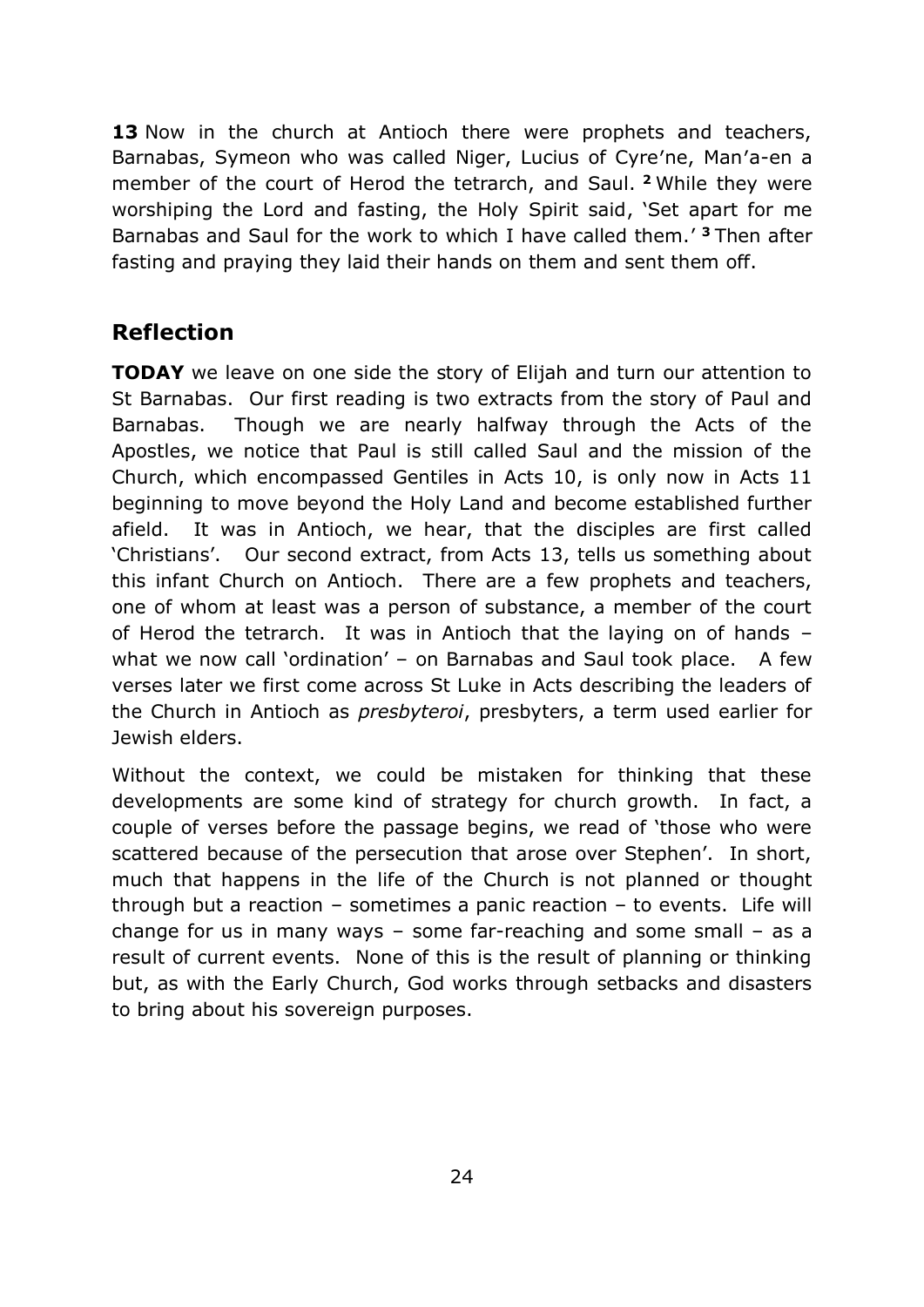**13** Now in the church at Antioch there were prophets and teachers, Barnabas, Symeon who was called Niger, Lucius of Cyre'ne, Man'a-en a member of the court of Herod the tetrarch, and Saul. **2** While they were worshiping the Lord and fasting, the Holy Spirit said, 'Set apart for me Barnabas and Saul for the work to which I have called them.' **3** Then after fasting and praying they laid their hands on them and sent them off.

## Reflection

**TODAY** we leave on one side the story of Elijah and turn our attention to St Barnabas. Our first reading is two extracts from the story of Paul and Barnabas. Though we are nearly halfway through the Acts of the Apostles, we notice that Paul is still called Saul and the mission of the Church, which encompassed Gentiles in Acts 10, is only now in Acts 11 beginning to move beyond the Holy Land and become established further afield. It was in Antioch, we hear, that the disciples are first called 'Christians'. Our second extract, from Acts 13, tells us something about this infant Church on Antioch. There are a few prophets and teachers, one of whom at least was a person of substance, a member of the court of Herod the tetrarch. It was in Antioch that the laying on of hands – what we now call 'ordination' – on Barnabas and Saul took place. A few verses later we first come across St Luke in Acts describing the leaders of the Church in Antioch as *presbyteroi*, presbyters, a term used earlier for Jewish elders.

Without the context, we could be mistaken for thinking that these developments are some kind of strategy for church growth. In fact, a couple of verses before the passage begins, we read of 'those who were scattered because of the persecution that arose over Stephen'. In short, much that happens in the life of the Church is not planned or thought through but a reaction – sometimes a panic reaction – to events. Life will change for us in many ways – some far-reaching and some small – as a result of current events. None of this is the result of planning or thinking but, as with the Early Church, God works through setbacks and disasters to bring about his sovereign purposes.